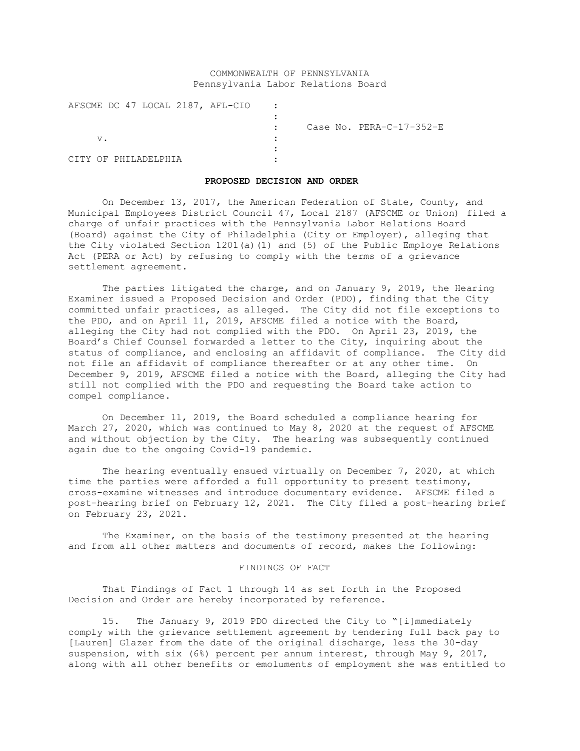COMMONWEALTH OF PENNSYLVANIA
Pennsylvania Labor Relations Board

| | | |
|---|---|---|
| AFSCME DC 47 LOCAL 2187, AFL-CIO | : | |
| | : | |
| | : | Case No. PERA-C-17-352-E |
| v. | : | |
| | : | |
| CITY OF PHILADELPHIA | : | |

**PROPOSED DECISION AND ORDER**

On December 13, 2017, the American Federation of State, County, and Municipal Employees District Council 47, Local 2187 (AFSCME or Union) filed a charge of unfair practices with the Pennsylvania Labor Relations Board (Board) against the City of Philadelphia (City or Employer), alleging that the City violated Section 1201(a)(1) and (5) of the Public Employe Relations Act (PERA or Act) by refusing to comply with the terms of a grievance settlement agreement.

The parties litigated the charge, and on January 9, 2019, the Hearing Examiner issued a Proposed Decision and Order (PDO), finding that the City committed unfair practices, as alleged. The City did not file exceptions to the PDO, and on April 11, 2019, AFSCME filed a notice with the Board, alleging the City had not complied with the PDO. On April 23, 2019, the Board's Chief Counsel forwarded a letter to the City, inquiring about the status of compliance, and enclosing an affidavit of compliance. The City did not file an affidavit of compliance thereafter or at any other time. On December 9, 2019, AFSCME filed a notice with the Board, alleging the City had still not complied with the PDO and requesting the Board take action to compel compliance.

On December 11, 2019, the Board scheduled a compliance hearing for March 27, 2020, which was continued to May 8, 2020 at the request of AFSCME and without objection by the City. The hearing was subsequently continued again due to the ongoing Covid-19 pandemic.

The hearing eventually ensued virtually on December 7, 2020, at which time the parties were afforded a full opportunity to present testimony, cross-examine witnesses and introduce documentary evidence. AFSCME filed a post-hearing brief on February 12, 2021. The City filed a post-hearing brief on February 23, 2021.

The Examiner, on the basis of the testimony presented at the hearing and from all other matters and documents of record, makes the following:

FINDINGS OF FACT

That Findings of Fact 1 through 14 as set forth in the Proposed Decision and Order are hereby incorporated by reference.

15. The January 9, 2019 PDO directed the City to "[i]mmediately comply with the grievance settlement agreement by tendering full back pay to [Lauren] Glazer from the date of the original discharge, less the 30-day suspension, with six (6%) percent per annum interest, through May 9, 2017, along with all other benefits or emoluments of employment she was entitled to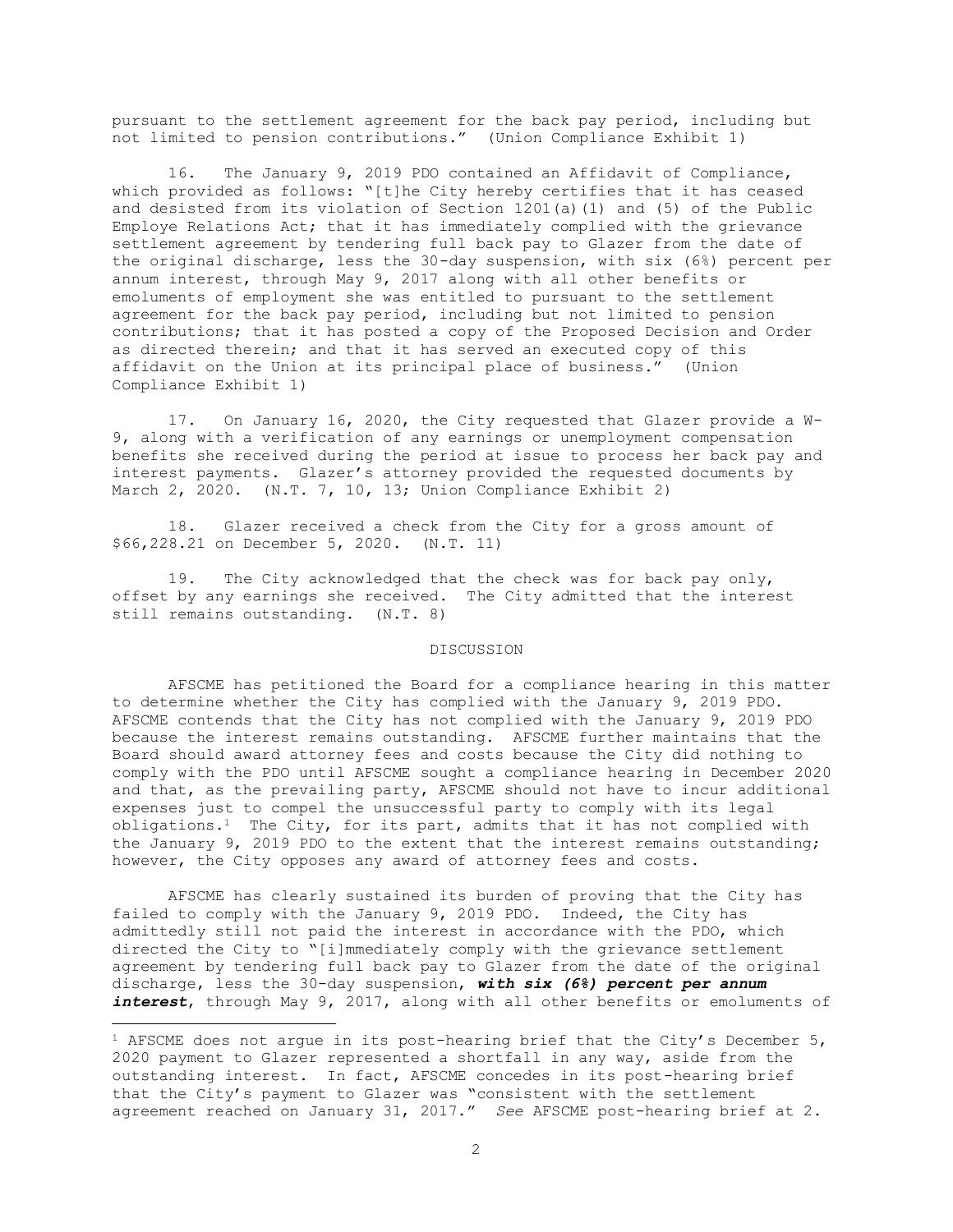pursuant to the settlement agreement for the back pay period, including but not limited to pension contributions." (Union Compliance Exhibit 1)

16. The January 9, 2019 PDO contained an Affidavit of Compliance, which provided as follows: "[t]he City hereby certifies that it has ceased and desisted from its violation of Section 1201(a)(1) and (5) of the Public Employe Relations Act; that it has immediately complied with the grievance settlement agreement by tendering full back pay to Glazer from the date of the original discharge, less the 30-day suspension, with six (6%) percent per annum interest, through May 9, 2017 along with all other benefits or emoluments of employment she was entitled to pursuant to the settlement agreement for the back pay period, including but not limited to pension contributions; that it has posted a copy of the Proposed Decision and Order as directed therein; and that it has served an executed copy of this affidavit on the Union at its principal place of business." (Union Compliance Exhibit 1)

17. On January 16, 2020, the City requested that Glazer provide a W-9, along with a verification of any earnings or unemployment compensation benefits she received during the period at issue to process her back pay and interest payments. Glazer's attorney provided the requested documents by March 2, 2020. (N.T. 7, 10, 13; Union Compliance Exhibit 2)

18. Glazer received a check from the City for a gross amount of $66,228.21 on December 5, 2020. (N.T. 11)

19. The City acknowledged that the check was for back pay only, offset by any earnings she received. The City admitted that the interest still remains outstanding. (N.T. 8)

## DISCUSSION

AFSCME has petitioned the Board for a compliance hearing in this matter to determine whether the City has complied with the January 9, 2019 PDO. AFSCME contends that the City has not complied with the January 9, 2019 PDO because the interest remains outstanding. AFSCME further maintains that the Board should award attorney fees and costs because the City did nothing to comply with the PDO until AFSCME sought a compliance hearing in December 2020 and that, as the prevailing party, AFSCME should not have to incur additional expenses just to compel the unsuccessful party to comply with its legal obligations.[1] The City, for its part, admits that it has not complied with the January 9, 2019 PDO to the extent that the interest remains outstanding; however, the City opposes any award of attorney fees and costs.

AFSCME has clearly sustained its burden of proving that the City has failed to comply with the January 9, 2019 PDO. Indeed, the City has admittedly still not paid the interest in accordance with the PDO, which directed the City to "[i]mmediately comply with the grievance settlement agreement by tendering full back pay to Glazer from the date of the original discharge, less the 30-day suspension, ***with six (6%) percent per annum interest***, through May 9, 2017, along with all other benefits or emoluments of

---

[1] AFSCME does not argue in its post-hearing brief that the City's December 5, 2020 payment to Glazer represented a shortfall in any way, aside from the outstanding interest. In fact, AFSCME concedes in its post-hearing brief that the City's payment to Glazer was "consistent with the settlement agreement reached on January 31, 2017." *See* AFSCME post-hearing brief at 2.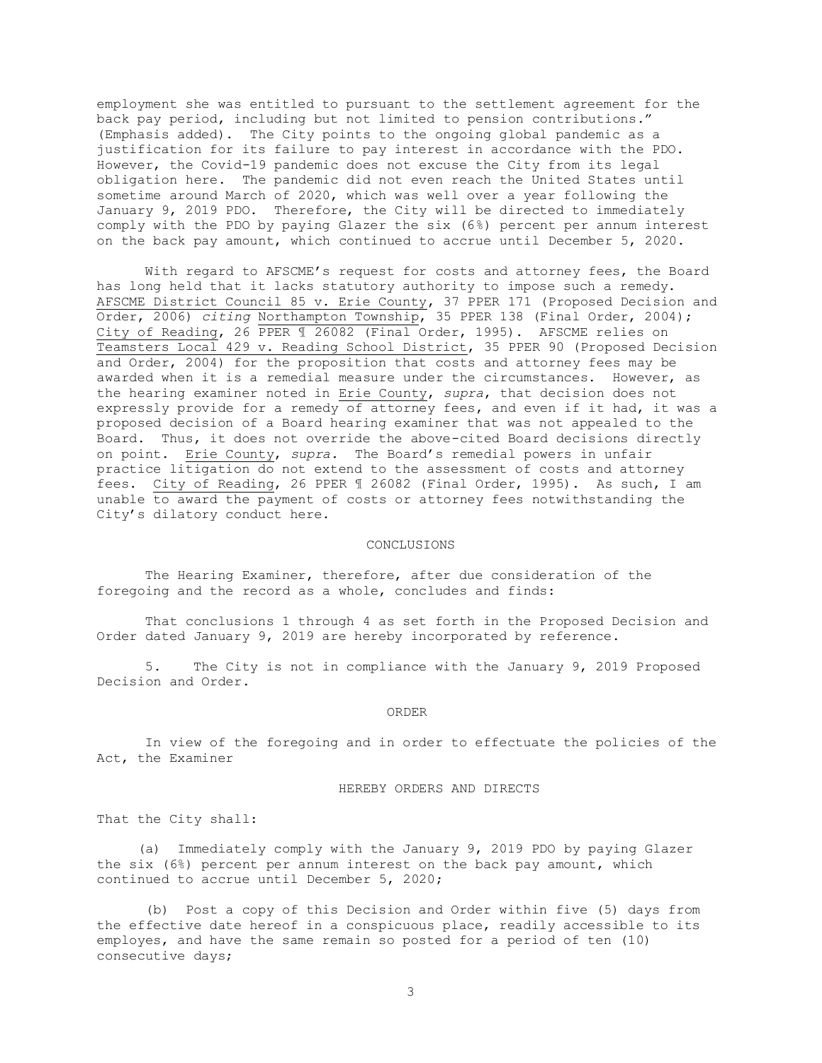employment she was entitled to pursuant to the settlement agreement for the back pay period, including but not limited to pension contributions." (Emphasis added). The City points to the ongoing global pandemic as a justification for its failure to pay interest in accordance with the PDO. However, the Covid-19 pandemic does not excuse the City from its legal obligation here. The pandemic did not even reach the United States until sometime around March of 2020, which was well over a year following the January 9, 2019 PDO. Therefore, the City will be directed to immediately comply with the PDO by paying Glazer the six (6%) percent per annum interest on the back pay amount, which continued to accrue until December 5, 2020.

With regard to AFSCME's request for costs and attorney fees, the Board has long held that it lacks statutory authority to impose such a remedy. AFSCME District Council 85 v. Erie County, 37 PPER 171 (Proposed Decision and Order, 2006) *citing* Northampton Township, 35 PPER 138 (Final Order, 2004); City of Reading, 26 PPER ¶ 26082 (Final Order, 1995). AFSCME relies on Teamsters Local 429 v. Reading School District, 35 PPER 90 (Proposed Decision and Order, 2004) for the proposition that costs and attorney fees may be awarded when it is a remedial measure under the circumstances. However, as the hearing examiner noted in Erie County, *supra*, that decision does not expressly provide for a remedy of attorney fees, and even if it had, it was a proposed decision of a Board hearing examiner that was not appealed to the Board. Thus, it does not override the above-cited Board decisions directly on point. Erie County, *supra.* The Board's remedial powers in unfair practice litigation do not extend to the assessment of costs and attorney fees. City of Reading, 26 PPER ¶ 26082 (Final Order, 1995). As such, I am unable to award the payment of costs or attorney fees notwithstanding the City's dilatory conduct here.

## CONCLUSIONS

The Hearing Examiner, therefore, after due consideration of the foregoing and the record as a whole, concludes and finds:

That conclusions 1 through 4 as set forth in the Proposed Decision and Order dated January 9, 2019 are hereby incorporated by reference.

5. The City is not in compliance with the January 9, 2019 Proposed Decision and Order.

## ORDER

In view of the foregoing and in order to effectuate the policies of the Act, the Examiner

HEREBY ORDERS AND DIRECTS

That the City shall:

(a) Immediately comply with the January 9, 2019 PDO by paying Glazer the six (6%) percent per annum interest on the back pay amount, which continued to accrue until December 5, 2020;

(b) Post a copy of this Decision and Order within five (5) days from the effective date hereof in a conspicuous place, readily accessible to its employes, and have the same remain so posted for a period of ten (10) consecutive days;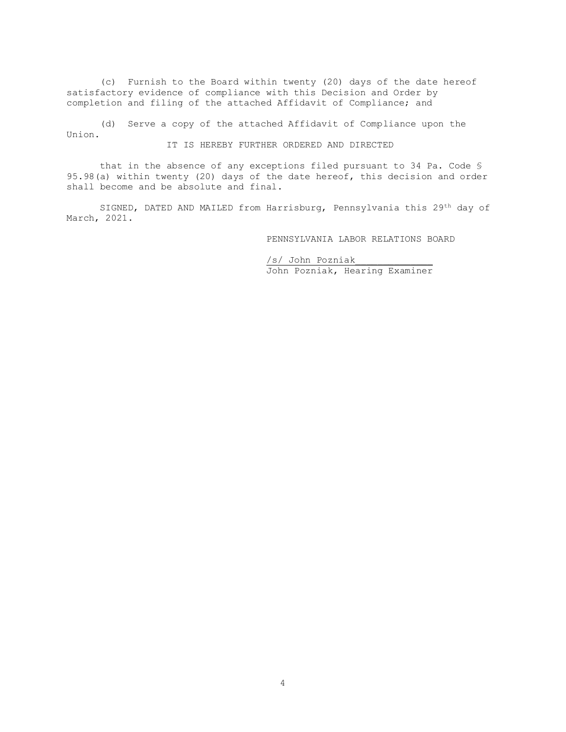(c) Furnish to the Board within twenty (20) days of the date hereof satisfactory evidence of compliance with this Decision and Order by completion and filing of the attached Affidavit of Compliance; and

(d) Serve a copy of the attached Affidavit of Compliance upon the Union.

IT IS HEREBY FURTHER ORDERED AND DIRECTED

that in the absence of any exceptions filed pursuant to 34 Pa. Code § 95.98(a) within twenty (20) days of the date hereof, this decision and order shall become and be absolute and final.

SIGNED, DATED AND MAILED from Harrisburg, Pennsylvania this 29th day of March, 2021.

PENNSYLVANIA LABOR RELATIONS BOARD

/s/ John Pozniak
John Pozniak, Hearing Examiner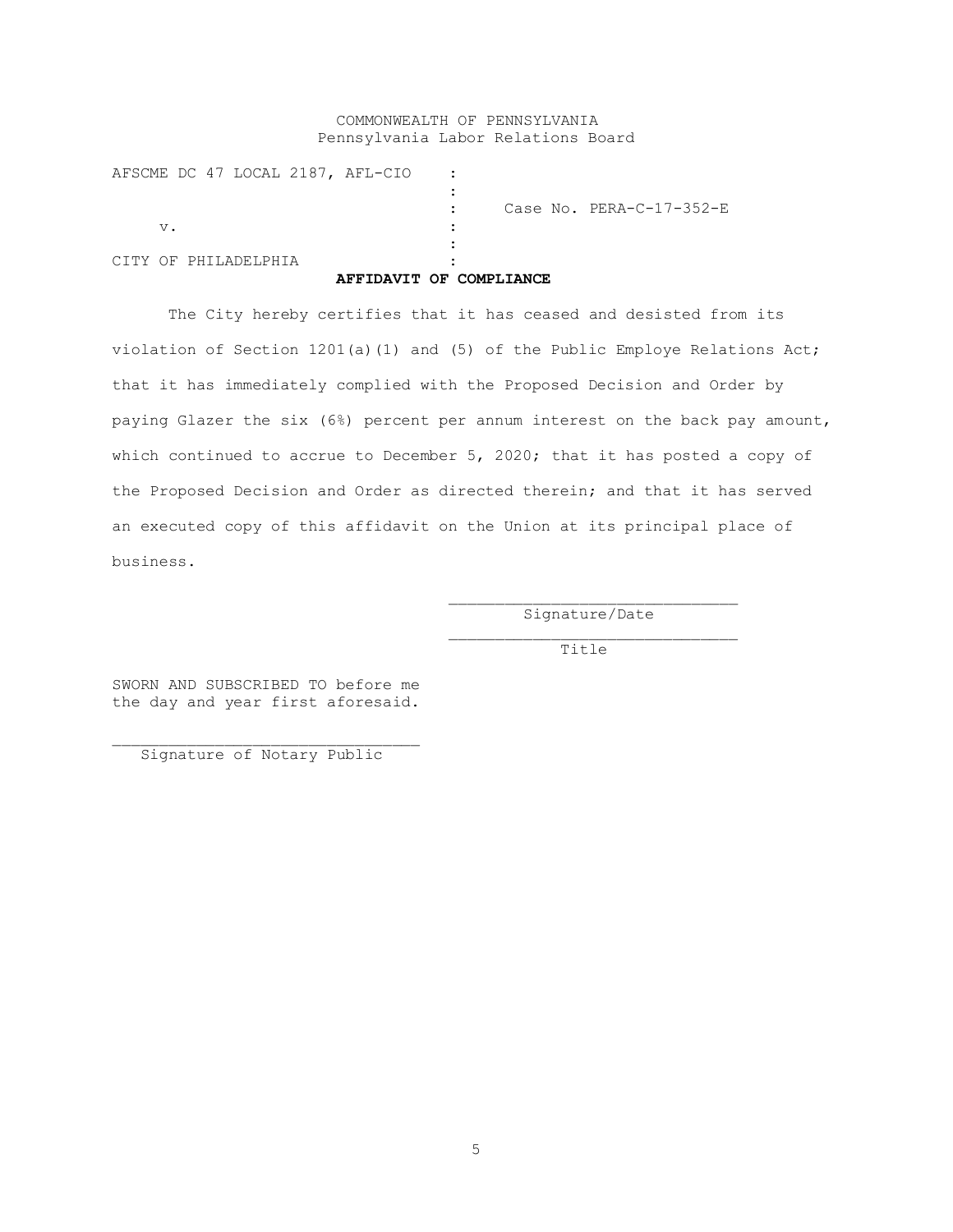COMMONWEALTH OF PENNSYLVANIA
Pennsylvania Labor Relations Board

| | | |
|---|---|---|
| AFSCME DC 47 LOCAL 2187, AFL-CIO | : | |
| | : | |
| | : | Case No. PERA-C-17-352-E |
| v. | : | |
| | : | |
| CITY OF PHILADELPHIA | : | |

**AFFIDAVIT OF COMPLIANCE**

The City hereby certifies that it has ceased and desisted from its violation of Section 1201(a)(1) and (5) of the Public Employe Relations Act; that it has immediately complied with the Proposed Decision and Order by paying Glazer the six (6%) percent per annum interest on the back pay amount, which continued to accrue to December 5, 2020; that it has posted a copy of the Proposed Decision and Order as directed therein; and that it has served an executed copy of this affidavit on the Union at its principal place of business.

\_\_\_\_\_\_\_\_\_\_\_\_\_\_\_\_\_\_\_\_\_\_\_\_\_\_\_\_\_\_\_\_
Signature/Date

\_\_\_\_\_\_\_\_\_\_\_\_\_\_\_\_\_\_\_\_\_\_\_\_\_\_\_\_\_\_\_\_
Title

SWORN AND SUBSCRIBED TO before me
the day and year first aforesaid.

\_\_\_\_\_\_\_\_\_\_\_\_\_\_\_\_\_\_\_\_\_\_\_\_\_\_\_\_\_\_\_\_
Signature of Notary Public